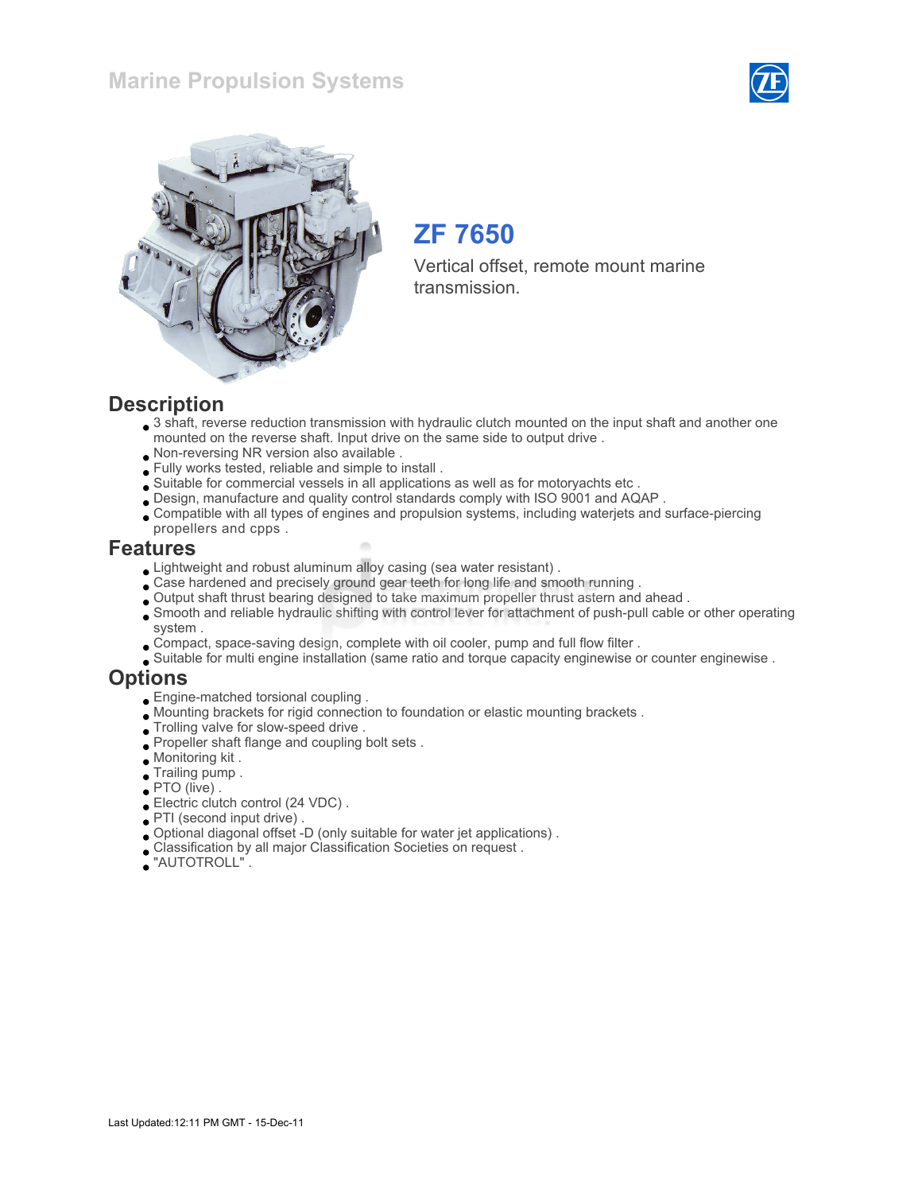# Marine Propulsion Systems

## ZF 7650

Vertical offset, remote mount marine transmission.

## Description

- 3 shaft, reverse reduction transmission with hydraulic clutch mounted on the input shaft and another one mounted on the reverse shaft. Input drive on the same side to output drive .
- Non-reversing NR version also available .
- Fully works tested, reliable and simple to install .
- Suitable for commercial vessels in all applications as well as for motoryachts etc .
- Design, manufacture and quality control standards comply with ISO 9001 and AQAP .
- Compatible with all types of engines and propulsion systems, including waterjets and surface-piercing propellers and cpps .

## Features

- Lightweight and robust aluminum alloy casing (sea water resistant) .
- Case hardened and precisely ground gear teeth for long life and smooth running .
- Output shaft thrust bearing designed to take maximum propeller thrust astern and ahead .
- Smooth and reliable hydraulic shifting with control lever for attachment of push-pull cable or other operating system .
- Compact, space-saving design, complete with oil cooler, pump and full flow filter .
- Suitable for multi engine installation (same ratio and torque capacity enginewise or counter enginewise .

## Options

- Engine-matched torsional coupling .
- Mounting brackets for rigid connection to foundation or elastic mounting brackets .
- Trolling valve for slow-speed drive .
- Propeller shaft flange and coupling bolt sets .
- Monitoring kit .
- Trailing pump .
- PTO (live) .
- Electric clutch control (24 VDC) .
- PTI (second input drive) .
- Optional diagonal offset -D (only suitable for water jet applications) .
- Classification by all major Classification Societies on request .
- "AUTOTROLL" .

Last Updated:12:11 PM GMT - 15-Dec-11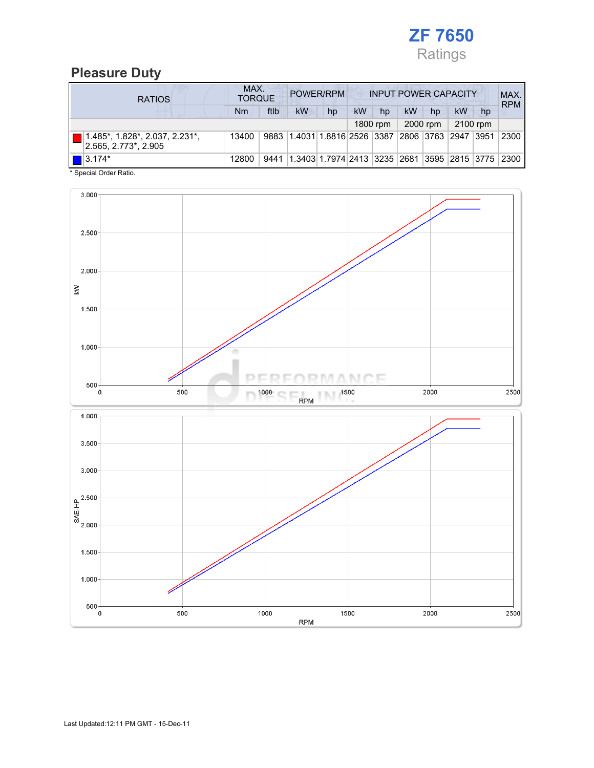# ZF 7650

Ratings

## Pleasure Duty

| RATIOS | MAX. TORQUE | | POWER/RPM | | INPUT POWER CAPACITY | | | | | | MAX. RPM |
|---|---|---|---|---|---|---|---|---|---|---|---|
| | Nm | ftlb | kW | hp | kW | hp | kW | hp | kW | hp | |
| | | | | | 1800 rpm | | 2000 rpm | | 2100 rpm | | |
| 1.485*, 1.828*, 2.037, 2.231*, 2.565, 2.773*, 2.905 | 13400 | 9883 | 1.4031 | 1.8816 | 2526 | 3387 | 2806 | 3763 | 2947 | 3951 | 2300 |
| 3.174* | 12800 | 9441 | 1.3403 | 1.7974 | 2413 | 3235 | 2681 | 3595 | 2815 | 3775 | 2300 |

* Special Order Ratio.

kW
3.000
2.500
2.000
1.500
1.000
500
0
500
1000
1500
2000
2500
RPM

SAE-HP
4.000
3.500
3.000
2.500
2.000
1.500
1.000
500
0
500
1000
1500
2000
2500
RPM

Last Updated:12:11 PM GMT - 15-Dec-11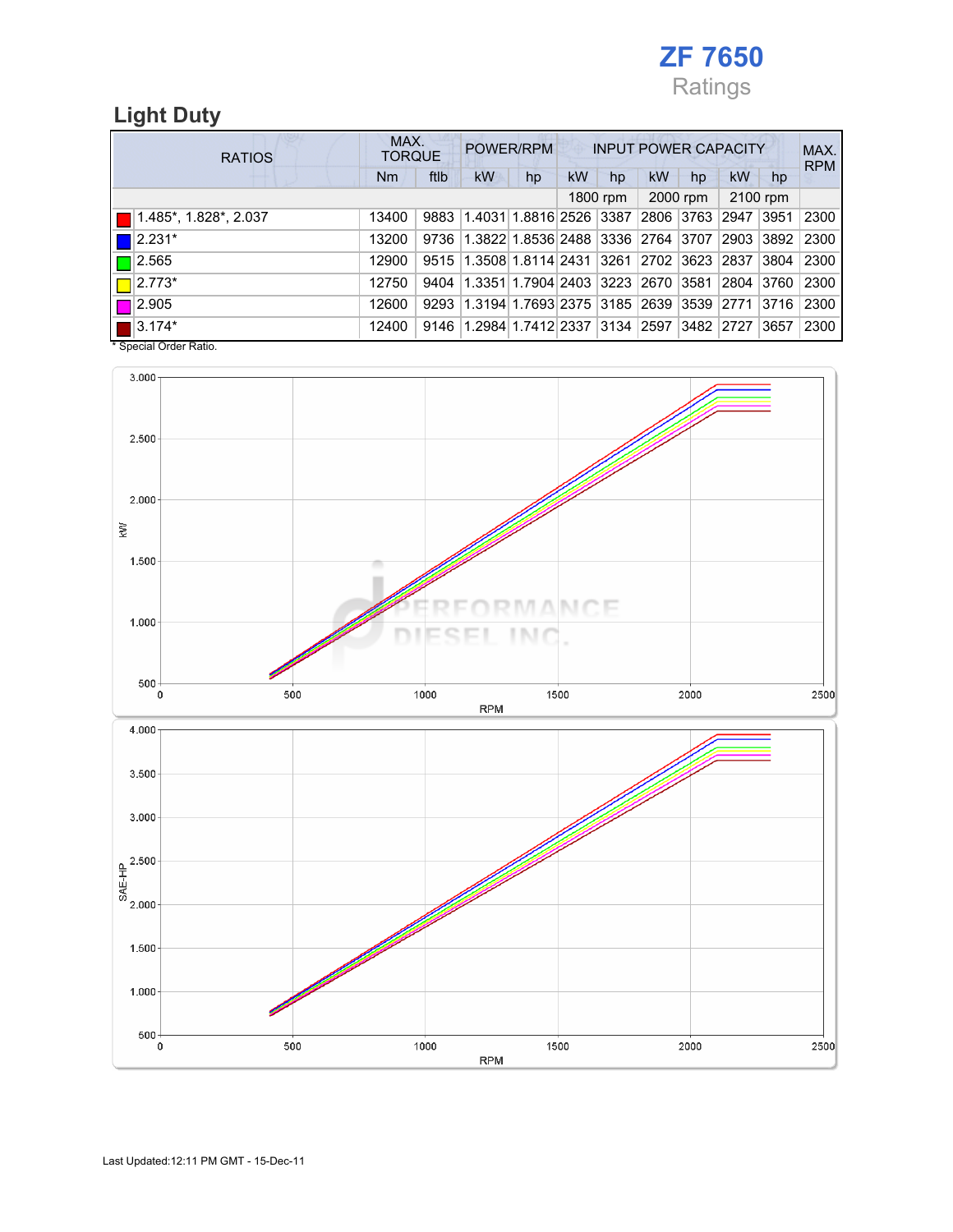# ZF 7650

Ratings

## Light Duty

| RATIOS | MAX. TORQUE | | POWER/RPM | | INPUT POWER CAPACITY | | | | | | MAX. RPM |
|---|---|---|---|---|---|---|---|---|---|---|---|
| | Nm | ftlb | kW | hp | kW | hp | kW | hp | kW | hp | |
| | | | | | 1800 rpm | | 2000 rpm | | 2100 rpm | | |
| 1.485*, 1.828*, 2.037 | 13400 | 9883 | 1.4031 | 1.8816 | 2526 | 3387 | 2806 | 3763 | 2947 | 3951 | 2300 |
| 2.231* | 13200 | 9736 | 1.3822 | 1.8536 | 2488 | 3336 | 2764 | 3707 | 2903 | 3892 | 2300 |
| 2.565 | 12900 | 9515 | 1.3508 | 1.8114 | 2431 | 3261 | 2702 | 3623 | 2837 | 3804 | 2300 |
| 2.773* | 12750 | 9404 | 1.3351 | 1.7904 | 2403 | 3223 | 2670 | 3581 | 2804 | 3760 | 2300 |
| 2.905 | 12600 | 9293 | 1.3194 | 1.7693 | 2375 | 3185 | 2639 | 3539 | 2771 | 3716 | 2300 |
| 3.174* | 12400 | 9146 | 1.2984 | 1.7412 | 2337 | 3134 | 2597 | 3482 | 2727 | 3657 | 2300 |

* Special Order Ratio.

kW
3.000
2.500
2.000
1.500
1.000
500
0
500
1000
1500
2000
2500
RPM

SAE-HP
4.000
3.500
3.000
2.500
2.000
1.500
1.000
500
0
500
1000
1500
2000
2500
RPM

Last Updated:12:11 PM GMT - 15-Dec-11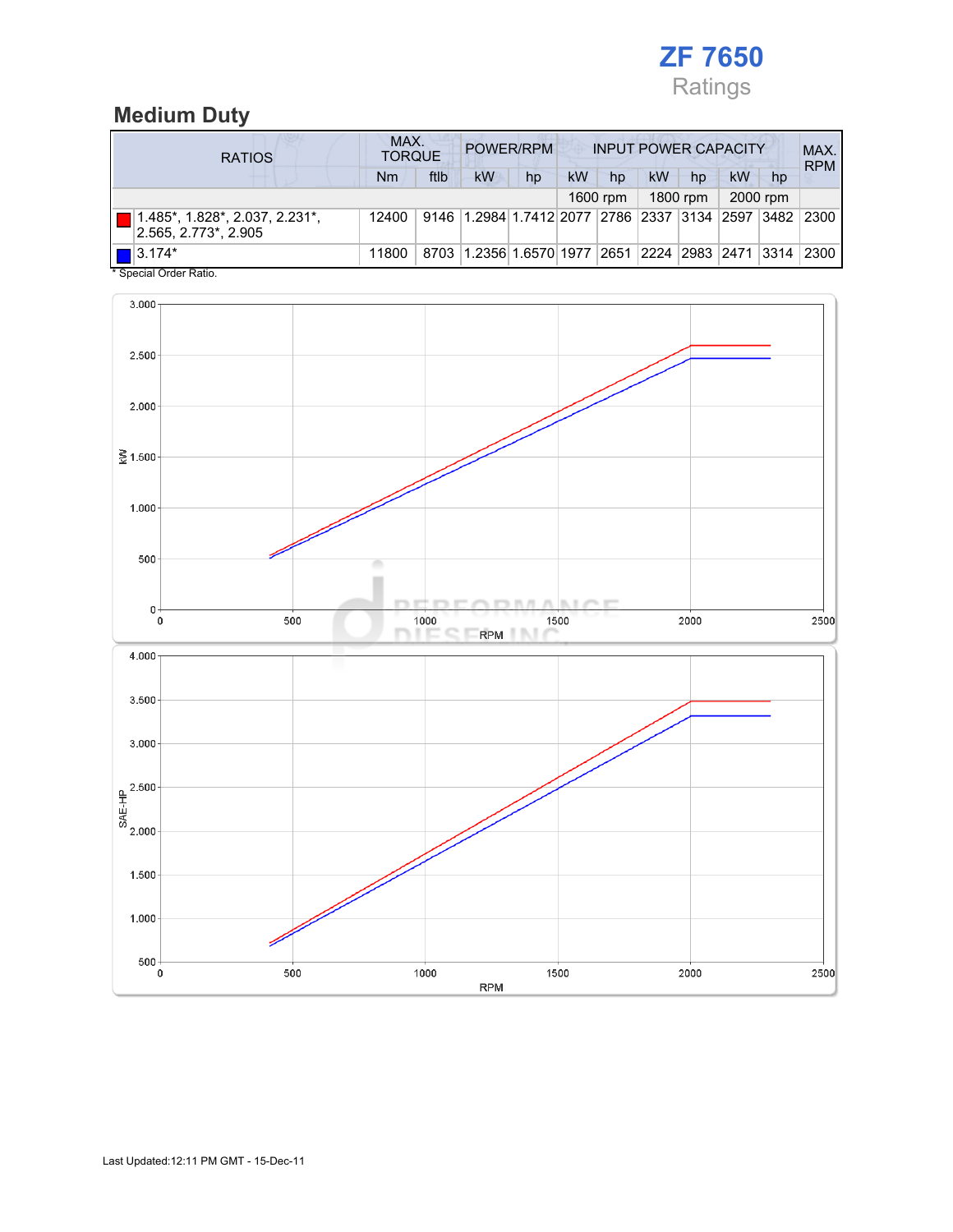# ZF 7650

Ratings

## Medium Duty

| RATIOS | MAX. TORQUE | | POWER/RPM | | INPUT POWER CAPACITY | | | | | | MAX. RPM |
|---|---|---|---|---|---|---|---|---|---|---|---|
| | Nm | ftlb | kW | hp | kW | hp | kW | hp | kW | hp | |
| | | | | | 1600 rpm | | 1800 rpm | | 2000 rpm | | |
| 1.485*, 1.828*, 2.037, 2.231*, 2.565, 2.773*, 2.905 | 12400 | 9146 | 1.2984 | 1.7412 | 2077 | 2786 | 2337 | 3134 | 2597 | 3482 | 2300 |
| 3.174* | 11800 | 8703 | 1.2356 | 1.6570 | 1977 | 2651 | 2224 | 2983 | 2471 | 3314 | 2300 |

* Special Order Ratio.

kW

3.000
2.500
2.000
1.500
1.000
500
0

0
500
1000
1500
2000
2500

RPM

SAE-HP

4.000
3.500
3.000
2.500
2.000
1.500
1.000
500

0
500
1000
1500
2000
2500

RPM

Last Updated:12:11 PM GMT - 15-Dec-11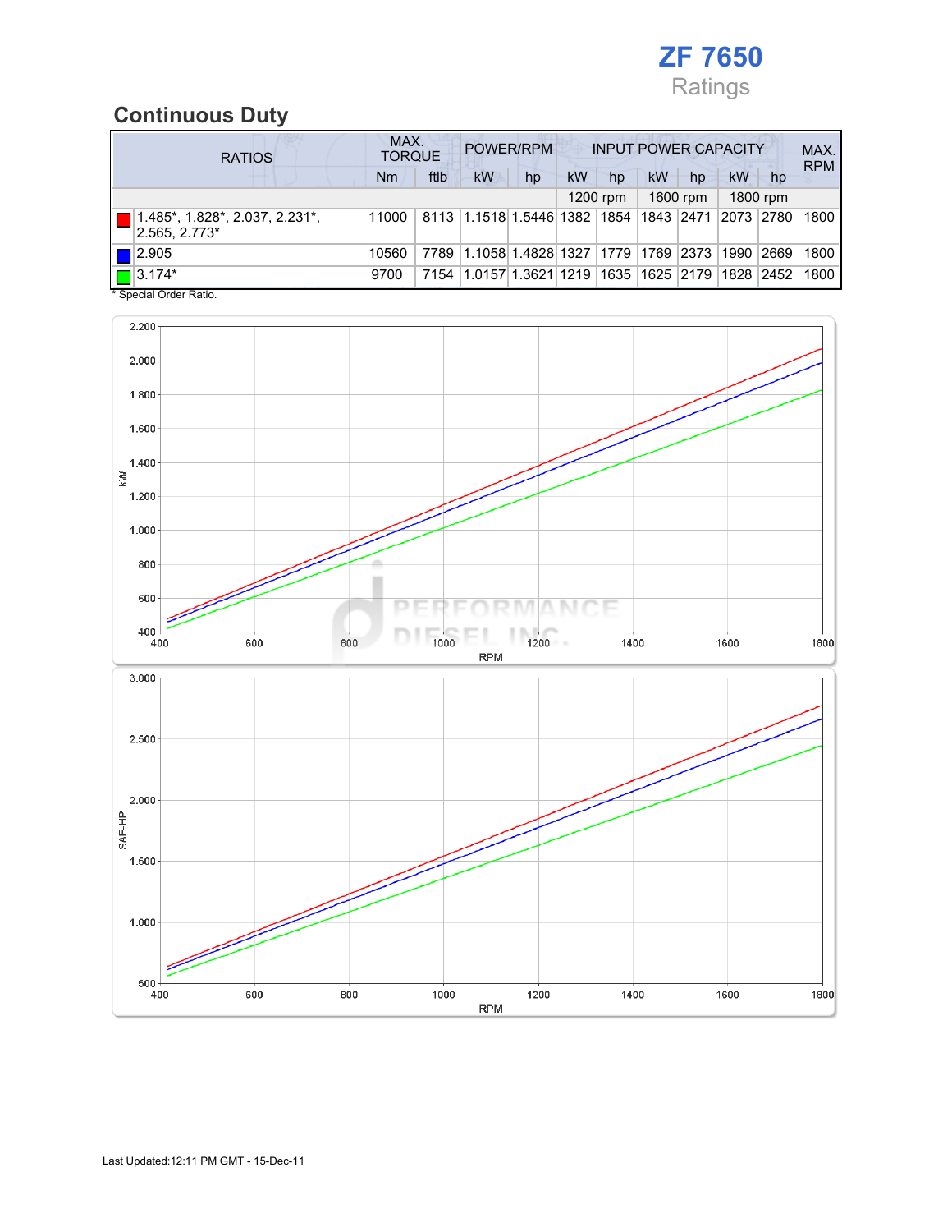# ZF 7650

Ratings

## Continuous Duty

| RATIOS | MAX. TORQUE | | POWER/RPM | | INPUT POWER CAPACITY | | | | | | MAX. RPM |
|---|---|---|---|---|---|---|---|---|---|---|---|
| | Nm | ftlb | kW | hp | kW | hp | kW | hp | kW | hp | |
| | | | | | 1200 rpm | | 1600 rpm | | 1800 rpm | | |
| 1.485*, 1.828*, 2.037, 2.231*, 2.565, 2.773* | 11000 | 8113 | 1.1518 | 1.5446 | 1382 | 1854 | 1843 | 2471 | 2073 | 2780 | 1800 |
| 2.905 | 10560 | 7789 | 1.1058 | 1.4828 | 1327 | 1779 | 1769 | 2373 | 1990 | 2669 | 1800 |
| 3.174* | 9700 | 7154 | 1.0157 | 1.3621 | 1219 | 1635 | 1625 | 2179 | 1828 | 2452 | 1800 |

\* Special Order Ratio.

kW
2.200
2.000
1.800
1.600
1.400
1.200
1.000
800
600
400
400 600 800 1000 1200 1400 1600 1800
RPM

SAE-HP
3.000
2.500
2.000
1.500
1.000
500
400 600 800 1000 1200 1400 1600 1800
RPM

Last Updated:12:11 PM GMT - 15-Dec-11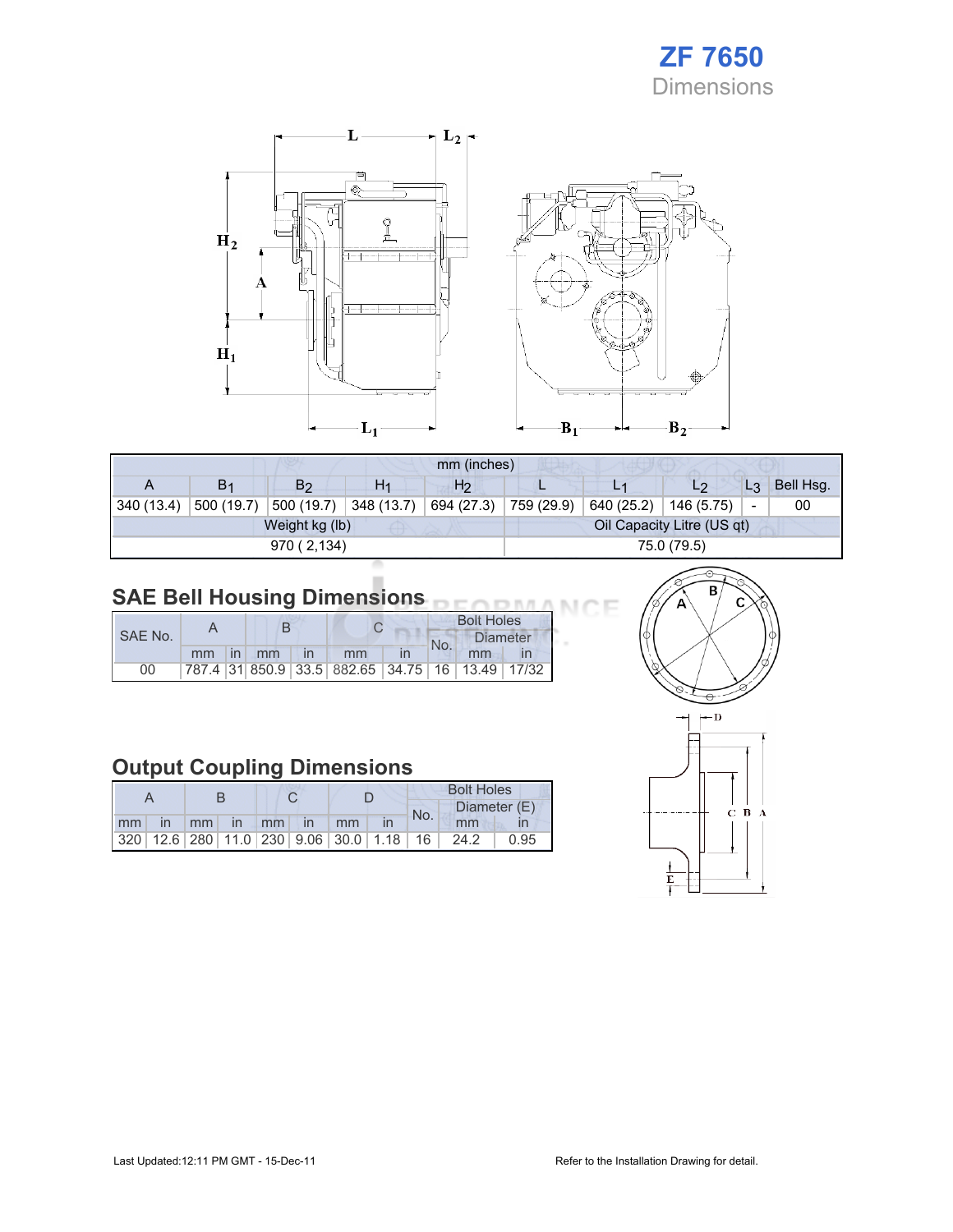# ZF 7650
## Dimensions

| mm (inches) | | | | | | | | | |
|---|---|---|---|---|---|---|---|---|---|
| A | $B_1$ | $B_2$ | $H_1$ | $H_2$ | L | $L_1$ | $L_2$ | $L_3$ | Bell Hsg. |
| 340 (13.4) | 500 (19.7) | 500 (19.7) | 348 (13.7) | 694 (27.3) | 759 (29.9) | 640 (25.2) | 146 (5.75) | - | 00 |
| Weight kg (lb) | | | | | Oil Capacity Litre (US qt) | | | | |
| 970 ( 2,134) | | | | | 75.0 (79.5) | | | | |

## SAE Bell Housing Dimensions

| SAE No. | A | | B | | C | | Bolt Holes | | |
|---|---|---|---|---|---|---|---|---|---|
| | | | | | | | No. | Diameter | |
| | mm | in | mm | in | mm | in | | mm | in |
| 00 | 787.4 | 31 | 850.9 | 33.5 | 882.65 | 34.75 | 16 | 13.49 | 17/32 |

## Output Coupling Dimensions

| A | | B | | C | | D | | Bolt Holes | | |
|---|---|---|---|---|---|---|---|---|---|---|
| | | | | | | | | No. | Diameter (E) | |
| mm | in | mm | in | mm | in | mm | in | | mm | in |
| 320 | 12.6 | 280 | 11.0 | 230 | 9.06 | 30.0 | 1.18 | 16 | 24.2 | 0.95 |

Last Updated:12:11 PM GMT - 15-Dec-11

Refer to the Installation Drawing for detail.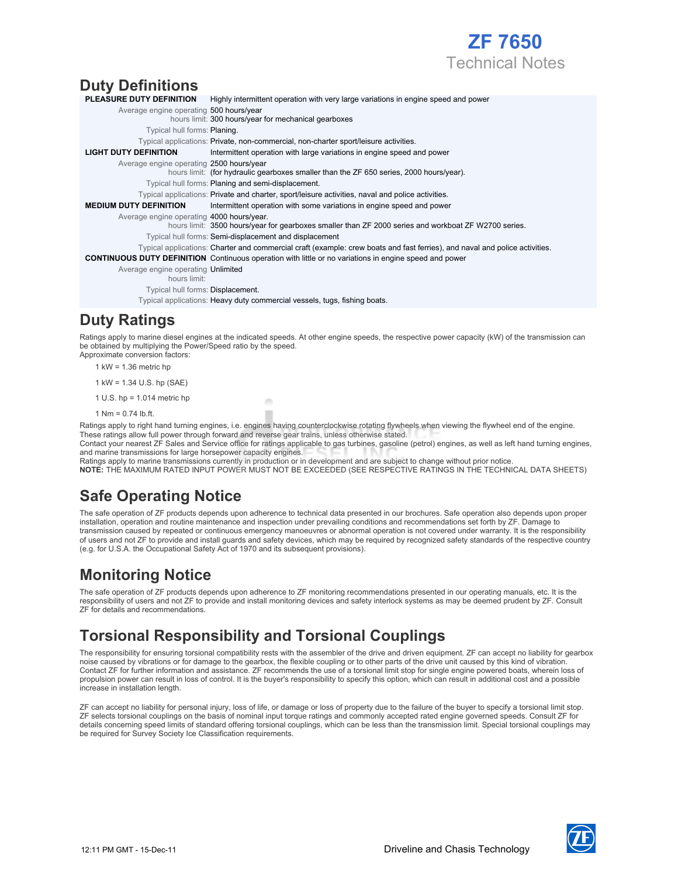# ZF 7650

## Technical Notes

## Duty Definitions

| | |
|---|---|
| **PLEASURE DUTY DEFINITION** | Highly intermittent operation with very large variations in engine speed and power |
| Average engine operating hours limit: | 500 hours/year<br>300 hours/year for mechanical gearboxes |
| Typical hull forms: | Planing. |
| Typical applications: | Private, non-commercial, non-charter sport/leisure activities. |
| **LIGHT DUTY DEFINITION** | Intermittent operation with large variations in engine speed and power |
| Average engine operating hours limit: | 2500 hours/year<br>(for hydraulic gearboxes smaller than the ZF 650 series, 2000 hours/year). |
| Typical hull forms: | Planing and semi-displacement. |
| Typical applications: | Private and charter, sport/leisure activities, naval and police activities. |
| **MEDIUM DUTY DEFINITION** | Intermittent operation with some variations in engine speed and power |
| Average engine operating hours limit: | 4000 hours/year.<br>3500 hours/year for gearboxes smaller than ZF 2000 series and workboat ZF W2700 series. |
| Typical hull forms: | Semi-displacement and displacement |
| Typical applications: | Charter and commercial craft (example: crew boats and fast ferries), and naval and police activities. |
| **CONTINUOUS DUTY DEFINITION** | Continuous operation with little or no variations in engine speed and power |
| Average engine operating hours limit: | Unlimited |
| Typical hull forms: | Displacement. |
| Typical applications: | Heavy duty commercial vessels, tugs, fishing boats. |

## Duty Ratings

Ratings apply to marine diesel engines at the indicated speeds. At other engine speeds, the respective power capacity (kW) of the transmission can be obtained by multiplying the Power/Speed ratio by the speed.
Approximate conversion factors:

- 1 kW = 1.36 metric hp
- 1 kW = 1.34 U.S. hp (SAE)
- 1 U.S. hp = 1.014 metric hp
- 1 Nm = 0.74 lb.ft.

Ratings apply to right hand turning engines, i.e. engines having counterclockwise rotating flywheels when viewing the flywheel end of the engine. These ratings allow full power through forward and reverse gear trains, unless otherwise stated.
Contact your nearest ZF Sales and Service office for ratings applicable to gas turbines, gasoline (petrol) engines, as well as left hand turning engines, and marine transmissions for large horsepower capacity engines.
Ratings apply to marine transmissions currently in production or in development and are subject to change without prior notice.
**NOTE:** THE MAXIMUM RATED INPUT POWER MUST NOT BE EXCEEDED (SEE RESPECTIVE RATINGS IN THE TECHNICAL DATA SHEETS)

## Safe Operating Notice

The safe operation of ZF products depends upon adherence to technical data presented in our brochures. Safe operation also depends upon proper installation, operation and routine maintenance and inspection under prevailing conditions and recommendations set forth by ZF. Damage to transmission caused by repeated or continuous emergency manoeuvres or abnormal operation is not covered under warranty. It is the responsibility of users and not ZF to provide and install guards and safety devices, which may be required by recognized safety standards of the respective country (e.g. for U.S.A. the Occupational Safety Act of 1970 and its subsequent provisions).

## Monitoring Notice

The safe operation of ZF products depends upon adherence to ZF monitoring recommendations presented in our operating manuals, etc. It is the responsibility of users and not ZF to provide and install monitoring devices and safety interlock systems as may be deemed prudent by ZF. Consult ZF for details and recommendations.

## Torsional Responsibility and Torsional Couplings

The responsibility for ensuring torsional compatibility rests with the assembler of the drive and driven equipment. ZF can accept no liability for gearbox noise caused by vibrations or for damage to the gearbox, the flexible coupling or to other parts of the drive unit caused by this kind of vibration. Contact ZF for further information and assistance. ZF recommends the use of a torsional limit stop for single engine powered boats, wherein loss of propulsion power can result in loss of control. It is the buyer's responsibility to specify this option, which can result in additional cost and a possible increase in installation length.

ZF can accept no liability for personal injury, loss of life, or damage or loss of property due to the failure of the buyer to specify a torsional limit stop. ZF selects torsional couplings on the basis of nominal input torque ratings and commonly accepted rated engine governed speeds. Consult ZF for details concerning speed limits of standard offering torsional couplings, which can be less than the transmission limit. Special torsional couplings may be required for Survey Society Ice Classification requirements.